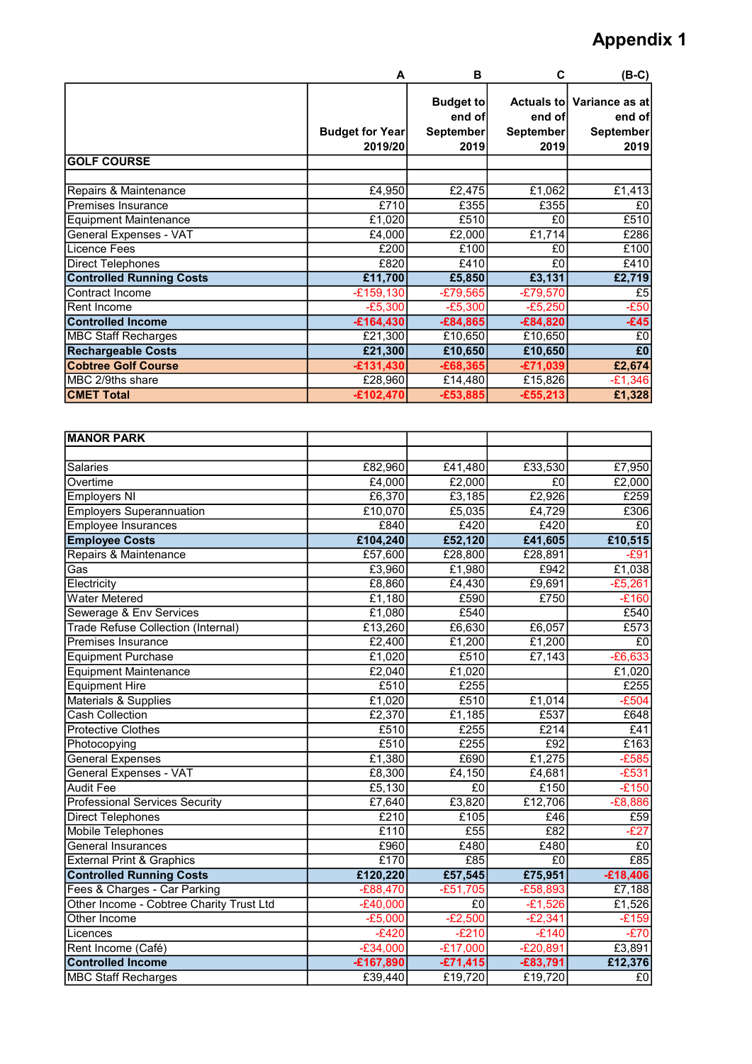# Appendix 1

| | A | B | C | (B-C) |
|---|---|---|---|---|
| | **Budget for Year 2019/20** | **Budget to end of September 2019** | **Actuals to end of September 2019** | **Variance as at end of September 2019** |
| **GOLF COURSE** | | | | |
| | | | | |
| Repairs & Maintenance | £4,950 | £2,475 | £1,062 | £1,413 |
| Premises Insurance | £710 | £355 | £355 | £0 |
| Equipment Maintenance | £1,020 | £510 | £0 | £510 |
| General Expenses - VAT | £4,000 | £2,000 | £1,714 | £286 |
| Licence Fees | £200 | £100 | £0 | £100 |
| Direct Telephones | £820 | £410 | £0 | £410 |
| **Controlled Running Costs** | **£11,700** | **£5,850** | **£3,131** | **£2,719** |
| Contract Income | -£159,130 | -£79,565 | -£79,570 | £5 |
| Rent Income | -£5,300 | -£5,300 | -£5,250 | -£50 |
| **Controlled Income** | **-£164,430** | **-£84,865** | **-£84,820** | **-£45** |
| MBC Staff Recharges | £21,300 | £10,650 | £10,650 | £0 |
| **Rechargeable Costs** | **£21,300** | **£10,650** | **£10,650** | **£0** |
| **Cobtree Golf Course** | **-£131,430** | **-£68,365** | **-£71,039** | **£2,674** |
| MBC 2/9ths share | £28,960 | £14,480 | £15,826 | -£1,346 |
| **CMET Total** | **-£102,470** | **-£53,885** | **-£55,213** | **£1,328** |

| **MANOR PARK** | | | | |
|---|---|---|---|---|
| | | | | |
| Salaries | £82,960 | £41,480 | £33,530 | £7,950 |
| Overtime | £4,000 | £2,000 | £0 | £2,000 |
| Employers NI | £6,370 | £3,185 | £2,926 | £259 |
| Employers Superannuation | £10,070 | £5,035 | £4,729 | £306 |
| Employee Insurances | £840 | £420 | £420 | £0 |
| **Employee Costs** | **£104,240** | **£52,120** | **£41,605** | **£10,515** |
| Repairs & Maintenance | £57,600 | £28,800 | £28,891 | -£91 |
| Gas | £3,960 | £1,980 | £942 | £1,038 |
| Electricity | £8,860 | £4,430 | £9,691 | -£5,261 |
| Water Metered | £1,180 | £590 | £750 | -£160 |
| Sewerage & Env Services | £1,080 | £540 | | £540 |
| Trade Refuse Collection (Internal) | £13,260 | £6,630 | £6,057 | £573 |
| Premises Insurance | £2,400 | £1,200 | £1,200 | £0 |
| Equipment Purchase | £1,020 | £510 | £7,143 | -£6,633 |
| Equipment Maintenance | £2,040 | £1,020 | | £1,020 |
| Equipment Hire | £510 | £255 | | £255 |
| Materials & Supplies | £1,020 | £510 | £1,014 | -£504 |
| Cash Collection | £2,370 | £1,185 | £537 | £648 |
| Protective Clothes | £510 | £255 | £214 | £41 |
| Photocopying | £510 | £255 | £92 | £163 |
| General Expenses | £1,380 | £690 | £1,275 | -£585 |
| General Expenses - VAT | £8,300 | £4,150 | £4,681 | -£531 |
| Audit Fee | £5,130 | £0 | £150 | -£150 |
| Professional Services Security | £7,640 | £3,820 | £12,706 | -£8,886 |
| Direct Telephones | £210 | £105 | £46 | £59 |
| Mobile Telephones | £110 | £55 | £82 | -£27 |
| General Insurances | £960 | £480 | £480 | £0 |
| External Print & Graphics | £170 | £85 | £0 | £85 |
| **Controlled Running Costs** | **£120,220** | **£57,545** | **£75,951** | **-£18,406** |
| Fees & Charges - Car Parking | -£88,470 | -£51,705 | -£58,893 | £7,188 |
| Other Income - Cobtree Charity Trust Ltd | -£40,000 | £0 | -£1,526 | £1,526 |
| Other Income | -£5,000 | -£2,500 | -£2,341 | -£159 |
| Licences | -£420 | -£210 | -£140 | -£70 |
| Rent Income (Café) | -£34,000 | -£17,000 | -£20,891 | £3,891 |
| **Controlled Income** | **-£167,890** | **-£71,415** | **-£83,791** | **£12,376** |
| MBC Staff Recharges | £39,440 | £19,720 | £19,720 | £0 |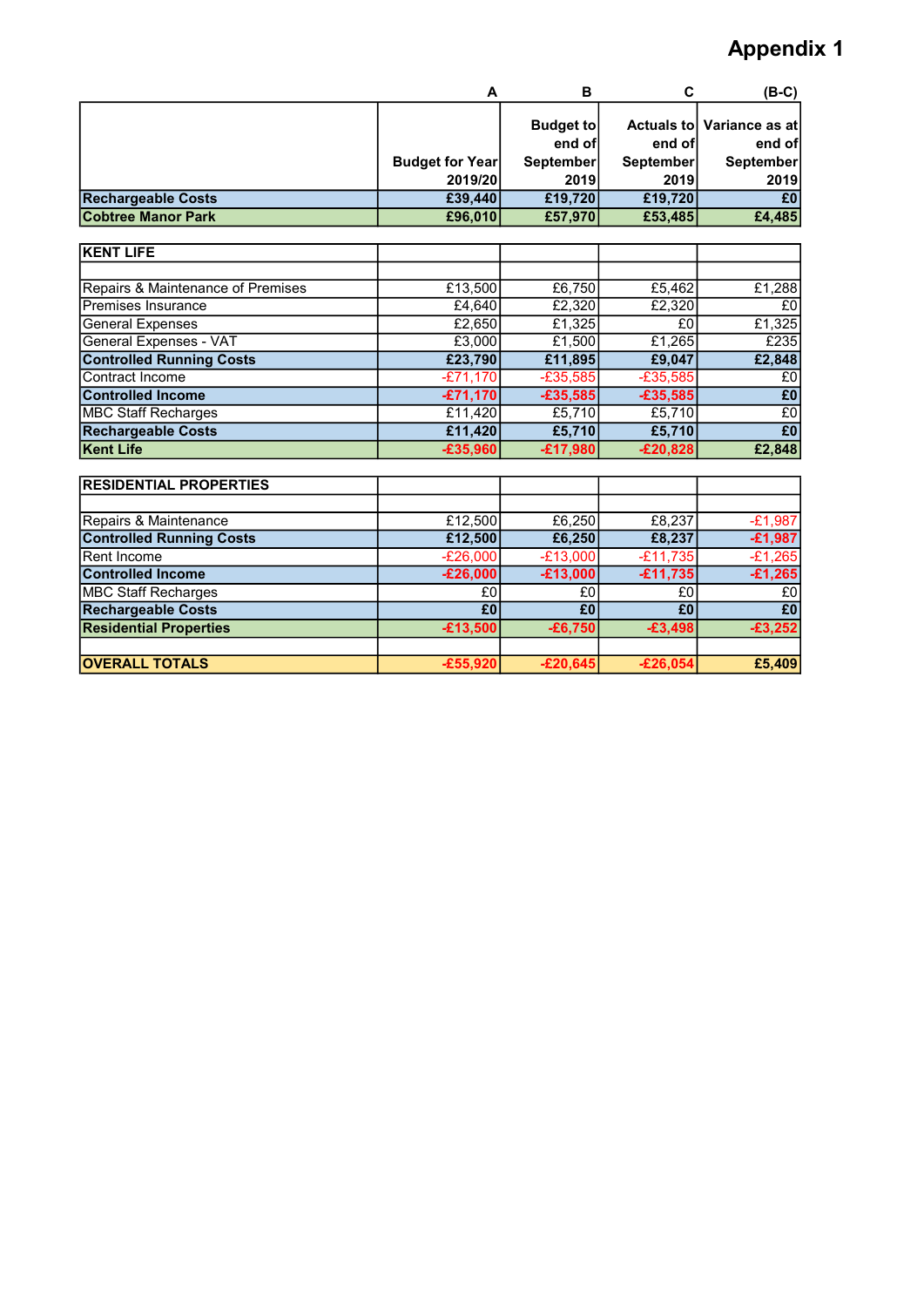# Appendix 1

| | A | B | C | (B-C) |
|---|---|---|---|---|
| | Budget for Year 2019/20 | Budget to end of September 2019 | Actuals to end of September 2019 | Variance as at end of September 2019 |
| **Rechargeable Costs** | **£39,440** | **£19,720** | **£19,720** | **£0** |
| **Cobtree Manor Park** | **£96,010** | **£57,970** | **£53,485** | **£4,485** |
| | | | | |
| **KENT LIFE** | | | | |
| | | | | |
| Repairs & Maintenance of Premises | £13,500 | £6,750 | £5,462 | £1,288 |
| Premises Insurance | £4,640 | £2,320 | £2,320 | £0 |
| General Expenses | £2,650 | £1,325 | £0 | £1,325 |
| General Expenses - VAT | £3,000 | £1,500 | £1,265 | £235 |
| **Controlled Running Costs** | **£23,790** | **£11,895** | **£9,047** | **£2,848** |
| Contract Income | -£71,170 | -£35,585 | -£35,585 | £0 |
| **Controlled Income** | **-£71,170** | **-£35,585** | **-£35,585** | **£0** |
| MBC Staff Recharges | £11,420 | £5,710 | £5,710 | £0 |
| **Rechargeable Costs** | **£11,420** | **£5,710** | **£5,710** | **£0** |
| **Kent Life** | **-£35,960** | **-£17,980** | **-£20,828** | **£2,848** |
| | | | | |
| **RESIDENTIAL PROPERTIES** | | | | |
| | | | | |
| Repairs & Maintenance | £12,500 | £6,250 | £8,237 | -£1,987 |
| **Controlled Running Costs** | **£12,500** | **£6,250** | **£8,237** | **-£1,987** |
| Rent Income | -£26,000 | -£13,000 | -£11,735 | -£1,265 |
| **Controlled Income** | **-£26,000** | **-£13,000** | **-£11,735** | **-£1,265** |
| MBC Staff Recharges | £0 | £0 | £0 | £0 |
| **Rechargeable Costs** | **£0** | **£0** | **£0** | **£0** |
| **Residential Properties** | **-£13,500** | **-£6,750** | **-£3,498** | **-£3,252** |
| | | | | |
| **OVERALL TOTALS** | **-£55,920** | **-£20,645** | **-£26,054** | **£5,409** |